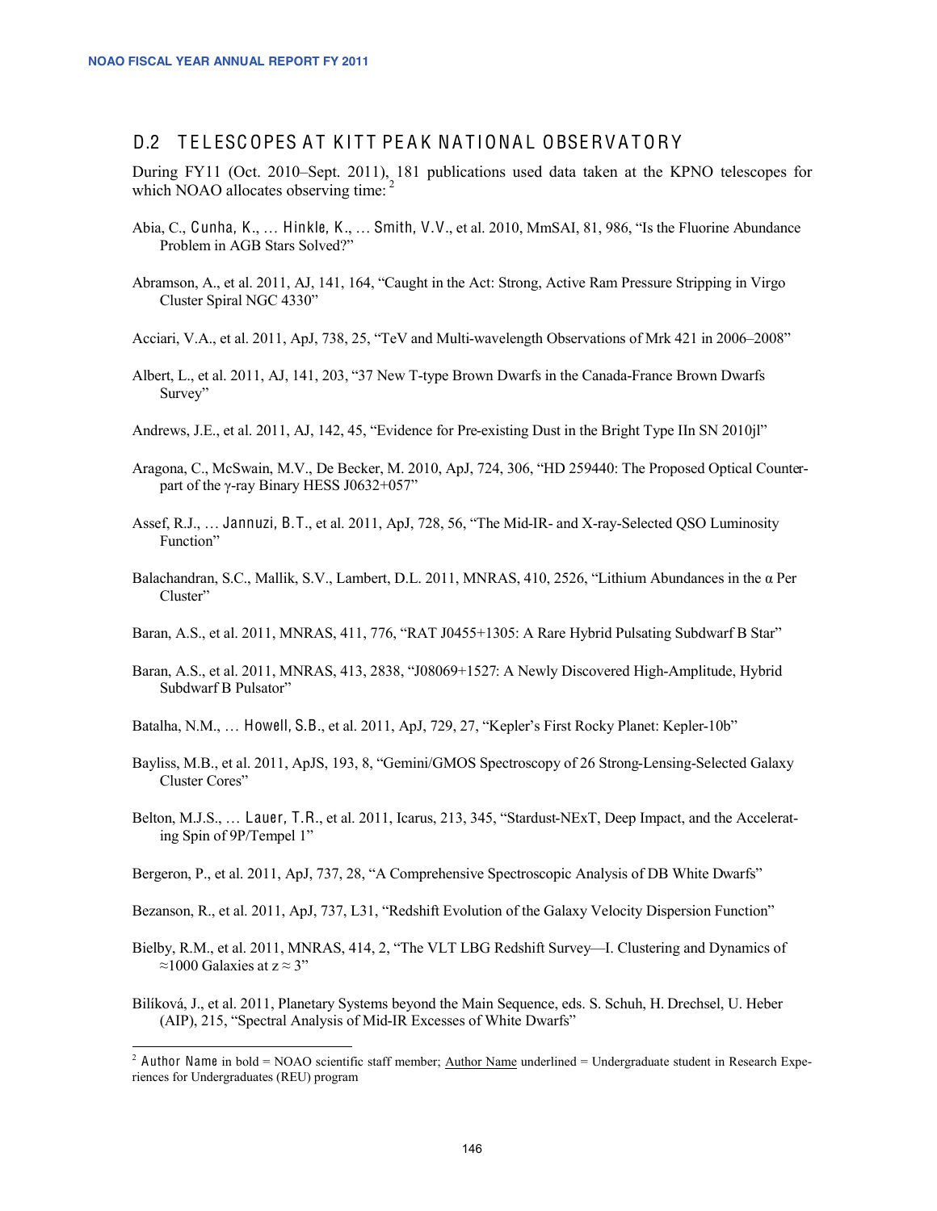## D.2 TELESCOPES AT KITT PEAK NATIONAL OBSERVATORY

During FY11 (Oct. 2010–Sept. 2011), 181 publications used data taken at the KPNO telescopes for which NOAO allocates observing time: [2]

Abia, C., **Cunha, K.**, … **Hinkle, K.**, … **Smith, V.V.**, et al. 2010, MmSAI, 81, 986, "Is the Fluorine Abundance Problem in AGB Stars Solved?"

Abramson, A., et al. 2011, AJ, 141, 164, "Caught in the Act: Strong, Active Ram Pressure Stripping in Virgo Cluster Spiral NGC 4330"

Acciari, V.A., et al. 2011, ApJ, 738, 25, "TeV and Multi-wavelength Observations of Mrk 421 in 2006–2008"

Albert, L., et al. 2011, AJ, 141, 203, "37 New T-type Brown Dwarfs in the Canada-France Brown Dwarfs Survey"

Andrews, J.E., et al. 2011, AJ, 142, 45, "Evidence for Pre-existing Dust in the Bright Type IIn SN 2010jl"

Aragona, C., McSwain, M.V., De Becker, M. 2010, ApJ, 724, 306, "HD 259440: The Proposed Optical Counterpart of the γ-ray Binary HESS J0632+057"

Assef, R.J., … **Jannuzi, B.T.**, et al. 2011, ApJ, 728, 56, "The Mid-IR- and X-ray-Selected QSO Luminosity Function"

Balachandran, S.C., Mallik, S.V., Lambert, D.L. 2011, MNRAS, 410, 2526, "Lithium Abundances in the α Per Cluster"

Baran, A.S., et al. 2011, MNRAS, 411, 776, "RAT J0455+1305: A Rare Hybrid Pulsating Subdwarf B Star"

Baran, A.S., et al. 2011, MNRAS, 413, 2838, "J08069+1527: A Newly Discovered High-Amplitude, Hybrid Subdwarf B Pulsator"

Batalha, N.M., … **Howell, S.B.**, et al. 2011, ApJ, 729, 27, "Kepler's First Rocky Planet: Kepler-10b"

Bayliss, M.B., et al. 2011, ApJS, 193, 8, "Gemini/GMOS Spectroscopy of 26 Strong-Lensing-Selected Galaxy Cluster Cores"

Belton, M.J.S., … **Lauer, T.R.**, et al. 2011, Icarus, 213, 345, "Stardust-NExT, Deep Impact, and the Accelerating Spin of 9P/Tempel 1"

Bergeron, P., et al. 2011, ApJ, 737, 28, "A Comprehensive Spectroscopic Analysis of DB White Dwarfs"

Bezanson, R., et al. 2011, ApJ, 737, L31, "Redshift Evolution of the Galaxy Velocity Dispersion Function"

Bielby, R.M., et al. 2011, MNRAS, 414, 2, "The VLT LBG Redshift Survey—I. Clustering and Dynamics of ≈1000 Galaxies at $z \approx 3$"

Bilíková, J., et al. 2011, Planetary Systems beyond the Main Sequence, eds. S. Schuh, H. Drechsel, U. Heber (AIP), 215, "Spectral Analysis of Mid-IR Excesses of White Dwarfs"

[2] **Author Name** in bold = NOAO scientific staff member; <u>Author Name</u> underlined = Undergraduate student in Research Experiences for Undergraduates (REU) program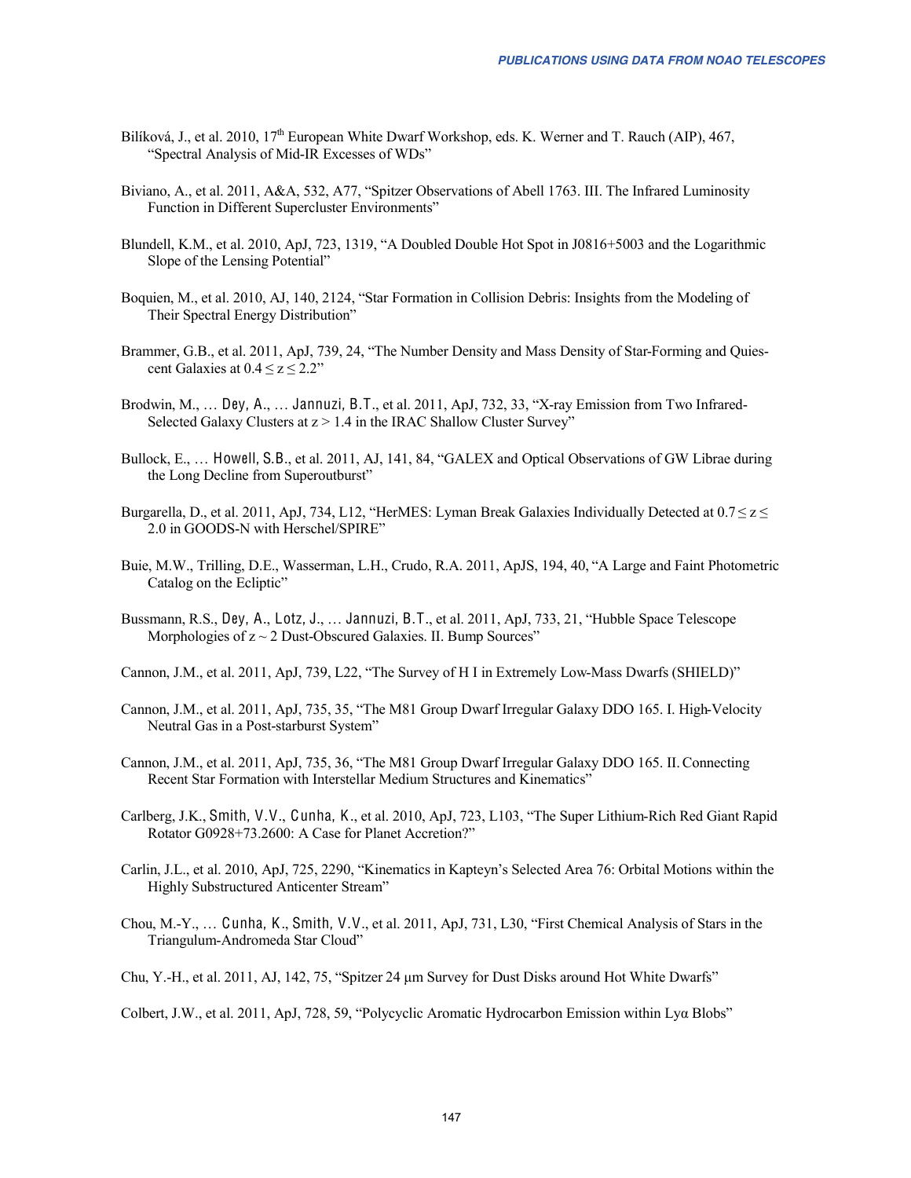Bilíková, J., et al. 2010, 17th European White Dwarf Workshop, eds. K. Werner and T. Rauch (AIP), 467, "Spectral Analysis of Mid-IR Excesses of WDs"

Biviano, A., et al. 2011, A&A, 532, A77, "Spitzer Observations of Abell 1763. III. The Infrared Luminosity Function in Different Supercluster Environments"

Blundell, K.M., et al. 2010, ApJ, 723, 1319, "A Doubled Double Hot Spot in J0816+5003 and the Logarithmic Slope of the Lensing Potential"

Boquien, M., et al. 2010, AJ, 140, 2124, "Star Formation in Collision Debris: Insights from the Modeling of Their Spectral Energy Distribution"

Brammer, G.B., et al. 2011, ApJ, 739, 24, "The Number Density and Mass Density of Star-Forming and Quiescent Galaxies at $0.4 \leq z \leq 2.2$"

Brodwin, M., … Dey, A., … Jannuzi, B.T., et al. 2011, ApJ, 732, 33, "X-ray Emission from Two Infrared-Selected Galaxy Clusters at $z > 1.4$ in the IRAC Shallow Cluster Survey"

Bullock, E., … Howell, S.B., et al. 2011, AJ, 141, 84, "GALEX and Optical Observations of GW Librae during the Long Decline from Superoutburst"

Burgarella, D., et al. 2011, ApJ, 734, L12, "HerMES: Lyman Break Galaxies Individually Detected at $0.7 \leq z \leq 2.0$ in GOODS-N with Herschel/SPIRE"

Buie, M.W., Trilling, D.E., Wasserman, L.H., Crudo, R.A. 2011, ApJS, 194, 40, "A Large and Faint Photometric Catalog on the Ecliptic"

Bussmann, R.S., Dey, A., Lotz, J., … Jannuzi, B.T., et al. 2011, ApJ, 733, 21, "Hubble Space Telescope Morphologies of $z \sim 2$ Dust-Obscured Galaxies. II. Bump Sources"

Cannon, J.M., et al. 2011, ApJ, 739, L22, "The Survey of H I in Extremely Low-Mass Dwarfs (SHIELD)"

Cannon, J.M., et al. 2011, ApJ, 735, 35, "The M81 Group Dwarf Irregular Galaxy DDO 165. I. High-Velocity Neutral Gas in a Post-starburst System"

Cannon, J.M., et al. 2011, ApJ, 735, 36, "The M81 Group Dwarf Irregular Galaxy DDO 165. II. Connecting Recent Star Formation with Interstellar Medium Structures and Kinematics"

Carlberg, J.K., Smith, V.V., Cunha, K., et al. 2010, ApJ, 723, L103, "The Super Lithium-Rich Red Giant Rapid Rotator G0928+73.2600: A Case for Planet Accretion?"

Carlin, J.L., et al. 2010, ApJ, 725, 2290, "Kinematics in Kapteyn's Selected Area 76: Orbital Motions within the Highly Substructured Anticenter Stream"

Chou, M.-Y., … Cunha, K., Smith, V.V., et al. 2011, ApJ, 731, L30, "First Chemical Analysis of Stars in the Triangulum-Andromeda Star Cloud"

Chu, Y.-H., et al. 2011, AJ, 142, 75, "Spitzer 24 μm Survey for Dust Disks around Hot White Dwarfs"

Colbert, J.W., et al. 2011, ApJ, 728, 59, "Polycyclic Aromatic Hydrocarbon Emission within Lyα Blobs"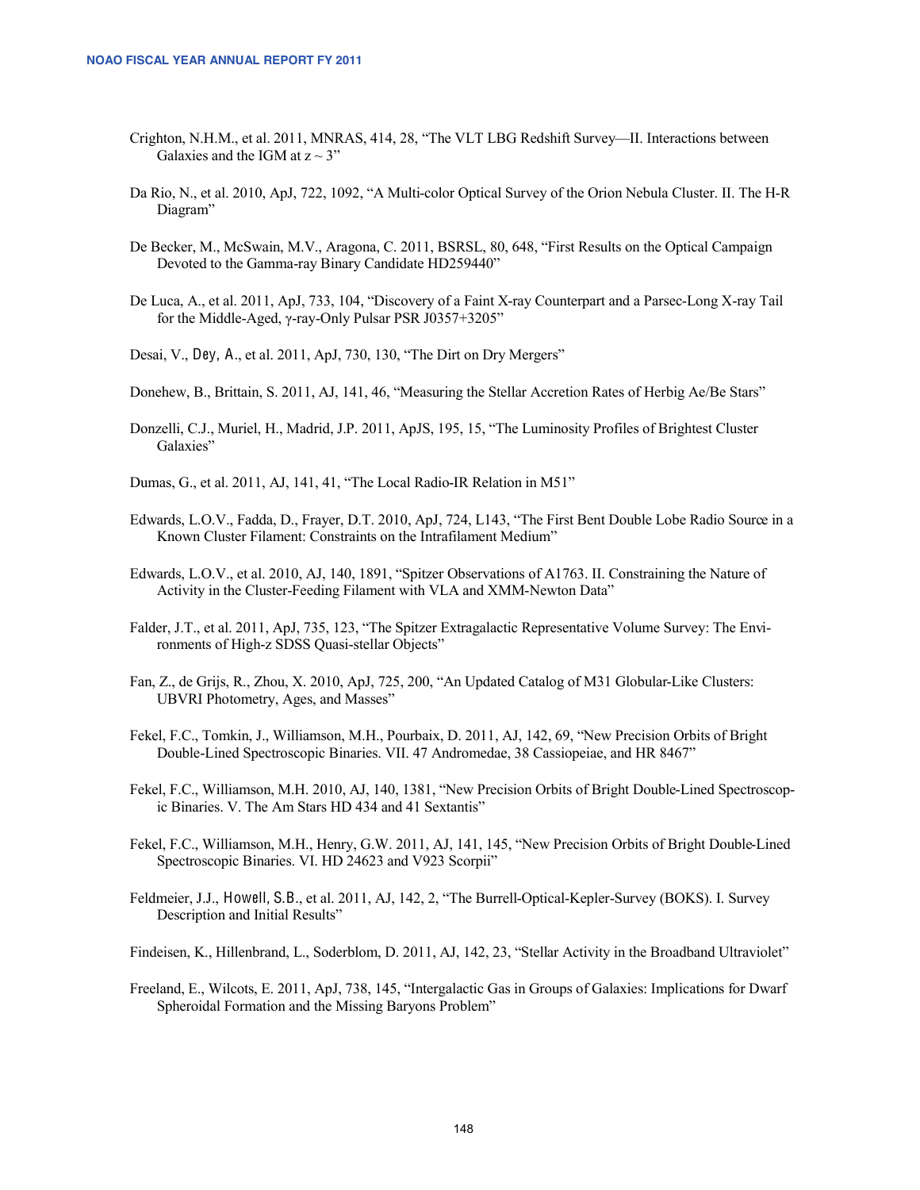Crighton, N.H.M., et al. 2011, MNRAS, 414, 28, "The VLT LBG Redshift Survey—II. Interactions between Galaxies and the IGM at z ~ 3"

Da Rio, N., et al. 2010, ApJ, 722, 1092, "A Multi-color Optical Survey of the Orion Nebula Cluster. II. The H-R Diagram"

De Becker, M., McSwain, M.V., Aragona, C. 2011, BSRSL, 80, 648, "First Results on the Optical Campaign Devoted to the Gamma-ray Binary Candidate HD259440"

De Luca, A., et al. 2011, ApJ, 733, 104, "Discovery of a Faint X-ray Counterpart and a Parsec-Long X-ray Tail for the Middle-Aged, γ-ray-Only Pulsar PSR J0357+3205"

Desai, V., Dey, A., et al. 2011, ApJ, 730, 130, "The Dirt on Dry Mergers"

Donehew, B., Brittain, S. 2011, AJ, 141, 46, "Measuring the Stellar Accretion Rates of Herbig Ae/Be Stars"

Donzelli, C.J., Muriel, H., Madrid, J.P. 2011, ApJS, 195, 15, "The Luminosity Profiles of Brightest Cluster Galaxies"

Dumas, G., et al. 2011, AJ, 141, 41, "The Local Radio-IR Relation in M51"

Edwards, L.O.V., Fadda, D., Frayer, D.T. 2010, ApJ, 724, L143, "The First Bent Double Lobe Radio Source in a Known Cluster Filament: Constraints on the Intrafilament Medium"

Edwards, L.O.V., et al. 2010, AJ, 140, 1891, "Spitzer Observations of A1763. II. Constraining the Nature of Activity in the Cluster-Feeding Filament with VLA and XMM-Newton Data"

Falder, J.T., et al. 2011, ApJ, 735, 123, "The Spitzer Extragalactic Representative Volume Survey: The Environments of High-z SDSS Quasi-stellar Objects"

Fan, Z., de Grijs, R., Zhou, X. 2010, ApJ, 725, 200, "An Updated Catalog of M31 Globular-Like Clusters: UBVRI Photometry, Ages, and Masses"

Fekel, F.C., Tomkin, J., Williamson, M.H., Pourbaix, D. 2011, AJ, 142, 69, "New Precision Orbits of Bright Double-Lined Spectroscopic Binaries. VII. 47 Andromedae, 38 Cassiopeiae, and HR 8467"

Fekel, F.C., Williamson, M.H. 2010, AJ, 140, 1381, "New Precision Orbits of Bright Double-Lined Spectroscopic Binaries. V. The Am Stars HD 434 and 41 Sextantis"

Fekel, F.C., Williamson, M.H., Henry, G.W. 2011, AJ, 141, 145, "New Precision Orbits of Bright Double-Lined Spectroscopic Binaries. VI. HD 24623 and V923 Scorpii"

Feldmeier, J.J., Howell, S.B., et al. 2011, AJ, 142, 2, "The Burrell-Optical-Kepler-Survey (BOKS). I. Survey Description and Initial Results"

Findeisen, K., Hillenbrand, L., Soderblom, D. 2011, AJ, 142, 23, "Stellar Activity in the Broadband Ultraviolet"

Freeland, E., Wilcots, E. 2011, ApJ, 738, 145, "Intergalactic Gas in Groups of Galaxies: Implications for Dwarf Spheroidal Formation and the Missing Baryons Problem"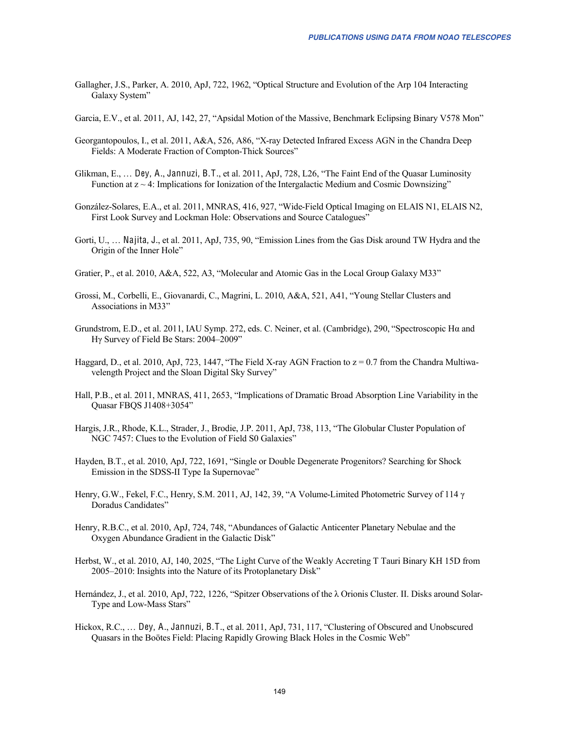Gallagher, J.S., Parker, A. 2010, ApJ, 722, 1962, "Optical Structure and Evolution of the Arp 104 Interacting Galaxy System"

Garcia, E.V., et al. 2011, AJ, 142, 27, "Apsidal Motion of the Massive, Benchmark Eclipsing Binary V578 Mon"

Georgantopoulos, I., et al. 2011, A&A, 526, A86, "X-ray Detected Infrared Excess AGN in the Chandra Deep Fields: A Moderate Fraction of Compton-Thick Sources"

Glikman, E., … Dey, A., Jannuzi, B.T., et al. 2011, ApJ, 728, L26, "The Faint End of the Quasar Luminosity Function at z ~ 4: Implications for Ionization of the Intergalactic Medium and Cosmic Downsizing"

González-Solares, E.A., et al. 2011, MNRAS, 416, 927, "Wide-Field Optical Imaging on ELAIS N1, ELAIS N2, First Look Survey and Lockman Hole: Observations and Source Catalogues"

Gorti, U., … Najita, J., et al. 2011, ApJ, 735, 90, "Emission Lines from the Gas Disk around TW Hydra and the Origin of the Inner Hole"

Gratier, P., et al. 2010, A&A, 522, A3, "Molecular and Atomic Gas in the Local Group Galaxy M33"

Grossi, M., Corbelli, E., Giovanardi, C., Magrini, L. 2010, A&A, 521, A41, "Young Stellar Clusters and Associations in M33"

Grundstrom, E.D., et al. 2011, IAU Symp. 272, eds. C. Neiner, et al. (Cambridge), 290, "Spectroscopic Hα and Hγ Survey of Field Be Stars: 2004–2009"

Haggard, D., et al. 2010, ApJ, 723, 1447, "The Field X-ray AGN Fraction to z = 0.7 from the Chandra Multiwavelength Project and the Sloan Digital Sky Survey"

Hall, P.B., et al. 2011, MNRAS, 411, 2653, "Implications of Dramatic Broad Absorption Line Variability in the Quasar FBQS J1408+3054"

Hargis, J.R., Rhode, K.L., Strader, J., Brodie, J.P. 2011, ApJ, 738, 113, "The Globular Cluster Population of NGC 7457: Clues to the Evolution of Field S0 Galaxies"

Hayden, B.T., et al. 2010, ApJ, 722, 1691, "Single or Double Degenerate Progenitors? Searching for Shock Emission in the SDSS-II Type Ia Supernovae"

Henry, G.W., Fekel, F.C., Henry, S.M. 2011, AJ, 142, 39, "A Volume-Limited Photometric Survey of 114 γ Doradus Candidates"

Henry, R.B.C., et al. 2010, ApJ, 724, 748, "Abundances of Galactic Anticenter Planetary Nebulae and the Oxygen Abundance Gradient in the Galactic Disk"

Herbst, W., et al. 2010, AJ, 140, 2025, "The Light Curve of the Weakly Accreting T Tauri Binary KH 15D from 2005–2010: Insights into the Nature of its Protoplanetary Disk"

Hernández, J., et al. 2010, ApJ, 722, 1226, "Spitzer Observations of the λ Orionis Cluster. II. Disks around Solar-Type and Low-Mass Stars"

Hickox, R.C., … Dey, A., Jannuzi, B.T., et al. 2011, ApJ, 731, 117, "Clustering of Obscured and Unobscured Quasars in the Boötes Field: Placing Rapidly Growing Black Holes in the Cosmic Web"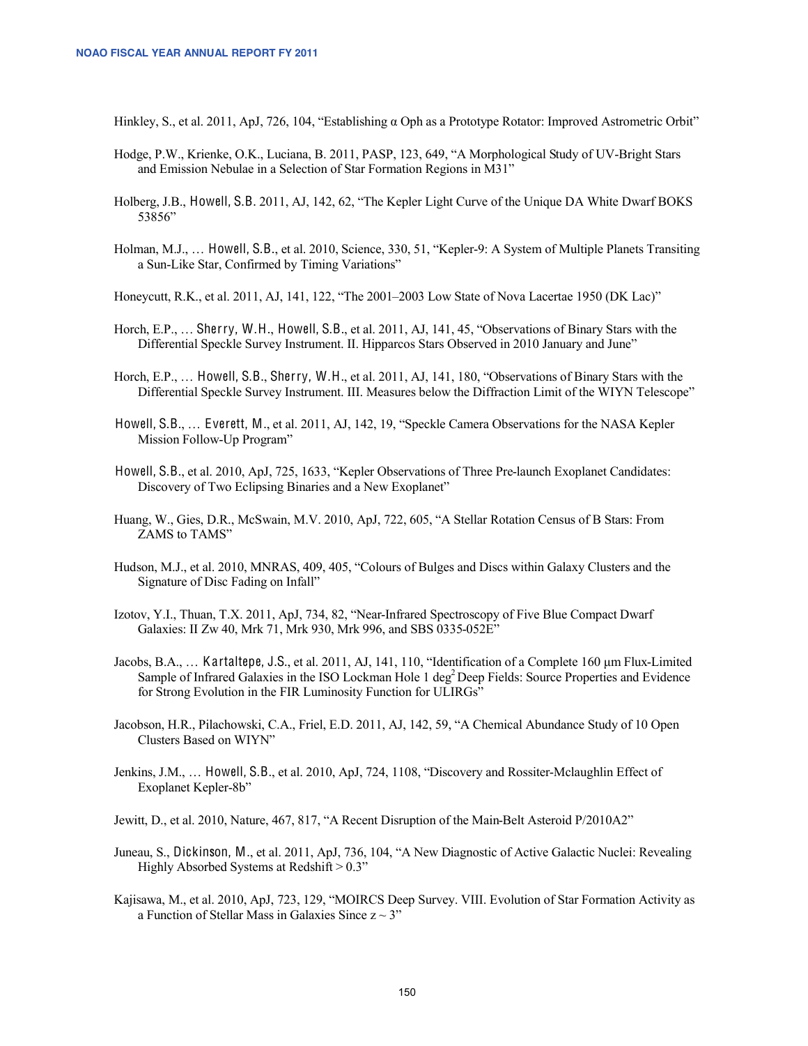Hinkley, S., et al. 2011, ApJ, 726, 104, "Establishing α Oph as a Prototype Rotator: Improved Astrometric Orbit"

Hodge, P.W., Krienke, O.K., Luciana, B. 2011, PASP, 123, 649, "A Morphological Study of UV-Bright Stars and Emission Nebulae in a Selection of Star Formation Regions in M31"

Holberg, J.B., Howell, S.B. 2011, AJ, 142, 62, "The Kepler Light Curve of the Unique DA White Dwarf BOKS 53856"

Holman, M.J., … Howell, S.B., et al. 2010, Science, 330, 51, "Kepler-9: A System of Multiple Planets Transiting a Sun-Like Star, Confirmed by Timing Variations"

Honeycutt, R.K., et al. 2011, AJ, 141, 122, "The 2001–2003 Low State of Nova Lacertae 1950 (DK Lac)"

Horch, E.P., … Sherry, W.H., Howell, S.B., et al. 2011, AJ, 141, 45, "Observations of Binary Stars with the Differential Speckle Survey Instrument. II. Hipparcos Stars Observed in 2010 January and June"

Horch, E.P., … Howell, S.B., Sherry, W.H., et al. 2011, AJ, 141, 180, "Observations of Binary Stars with the Differential Speckle Survey Instrument. III. Measures below the Diffraction Limit of the WIYN Telescope"

Howell, S.B., … Everett, M., et al. 2011, AJ, 142, 19, "Speckle Camera Observations for the NASA Kepler Mission Follow-Up Program"

Howell, S.B., et al. 2010, ApJ, 725, 1633, "Kepler Observations of Three Pre-launch Exoplanet Candidates: Discovery of Two Eclipsing Binaries and a New Exoplanet"

Huang, W., Gies, D.R., McSwain, M.V. 2010, ApJ, 722, 605, "A Stellar Rotation Census of B Stars: From ZAMS to TAMS"

Hudson, M.J., et al. 2010, MNRAS, 409, 405, "Colours of Bulges and Discs within Galaxy Clusters and the Signature of Disc Fading on Infall"

Izotov, Y.I., Thuan, T.X. 2011, ApJ, 734, 82, "Near-Infrared Spectroscopy of Five Blue Compact Dwarf Galaxies: II Zw 40, Mrk 71, Mrk 930, Mrk 996, and SBS 0335-052E"

Jacobs, B.A., … Kartaltepe, J.S., et al. 2011, AJ, 141, 110, "Identification of a Complete 160 μm Flux-Limited Sample of Infrared Galaxies in the ISO Lockman Hole 1 deg$^2$ Deep Fields: Source Properties and Evidence for Strong Evolution in the FIR Luminosity Function for ULIRGs"

Jacobson, H.R., Pilachowski, C.A., Friel, E.D. 2011, AJ, 142, 59, "A Chemical Abundance Study of 10 Open Clusters Based on WIYN"

Jenkins, J.M., … Howell, S.B., et al. 2010, ApJ, 724, 1108, "Discovery and Rossiter-Mclaughlin Effect of Exoplanet Kepler-8b"

Jewitt, D., et al. 2010, Nature, 467, 817, "A Recent Disruption of the Main-Belt Asteroid P/2010A2"

Juneau, S., Dickinson, M., et al. 2011, ApJ, 736, 104, "A New Diagnostic of Active Galactic Nuclei: Revealing Highly Absorbed Systems at Redshift > 0.3"

Kajisawa, M., et al. 2010, ApJ, 723, 129, "MOIRCS Deep Survey. VIII. Evolution of Star Formation Activity as a Function of Stellar Mass in Galaxies Since z ~ 3"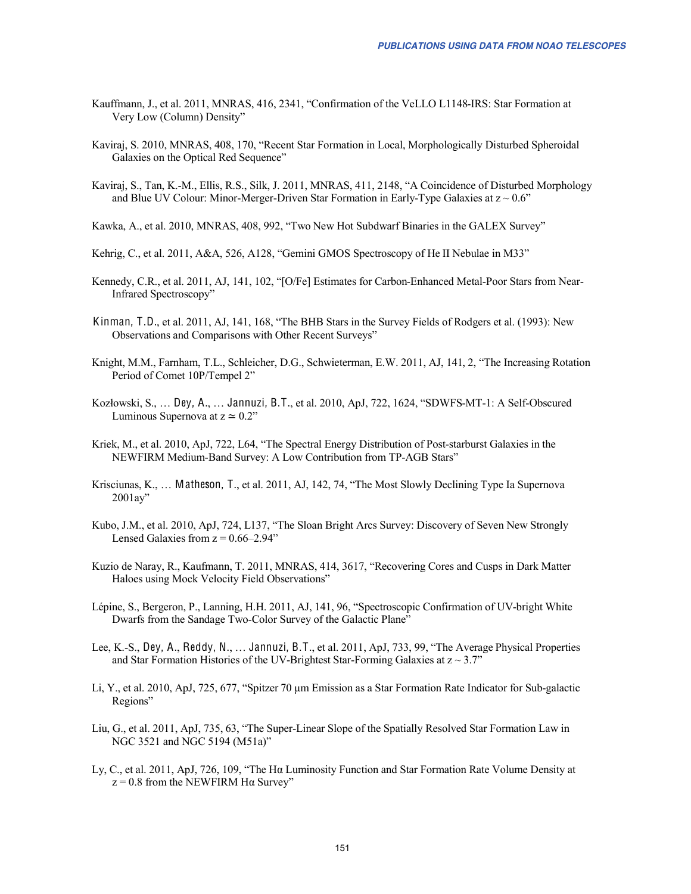Kauffmann, J., et al. 2011, MNRAS, 416, 2341, "Confirmation of the VeLLO L1148-IRS: Star Formation at Very Low (Column) Density"

Kaviraj, S. 2010, MNRAS, 408, 170, "Recent Star Formation in Local, Morphologically Disturbed Spheroidal Galaxies on the Optical Red Sequence"

Kaviraj, S., Tan, K.-M., Ellis, R.S., Silk, J. 2011, MNRAS, 411, 2148, "A Coincidence of Disturbed Morphology and Blue UV Colour: Minor-Merger-Driven Star Formation in Early-Type Galaxies at z ~ 0.6"

Kawka, A., et al. 2010, MNRAS, 408, 992, "Two New Hot Subdwarf Binaries in the GALEX Survey"

Kehrig, C., et al. 2011, A&A, 526, A128, "Gemini GMOS Spectroscopy of He II Nebulae in M33"

Kennedy, C.R., et al. 2011, AJ, 141, 102, "[O/Fe] Estimates for Carbon-Enhanced Metal-Poor Stars from Near-Infrared Spectroscopy"

Kinman, T.D., et al. 2011, AJ, 141, 168, "The BHB Stars in the Survey Fields of Rodgers et al. (1993): New Observations and Comparisons with Other Recent Surveys"

Knight, M.M., Farnham, T.L., Schleicher, D.G., Schwieterman, E.W. 2011, AJ, 141, 2, "The Increasing Rotation Period of Comet 10P/Tempel 2"

Kozłowski, S., … Dey, A., … Jannuzi, B.T., et al. 2010, ApJ, 722, 1624, "SDWFS-MT-1: A Self-Obscured Luminous Supernova at z ≃ 0.2"

Kriek, M., et al. 2010, ApJ, 722, L64, "The Spectral Energy Distribution of Post-starburst Galaxies in the NEWFIRM Medium-Band Survey: A Low Contribution from TP-AGB Stars"

Krisciunas, K., … Matheson, T., et al. 2011, AJ, 142, 74, "The Most Slowly Declining Type Ia Supernova 2001ay"

Kubo, J.M., et al. 2010, ApJ, 724, L137, "The Sloan Bright Arcs Survey: Discovery of Seven New Strongly Lensed Galaxies from z = 0.66–2.94"

Kuzio de Naray, R., Kaufmann, T. 2011, MNRAS, 414, 3617, "Recovering Cores and Cusps in Dark Matter Haloes using Mock Velocity Field Observations"

Lépine, S., Bergeron, P., Lanning, H.H. 2011, AJ, 141, 96, "Spectroscopic Confirmation of UV-bright White Dwarfs from the Sandage Two-Color Survey of the Galactic Plane"

Lee, K.-S., Dey, A., Reddy, N., … Jannuzi, B.T., et al. 2011, ApJ, 733, 99, "The Average Physical Properties and Star Formation Histories of the UV-Brightest Star-Forming Galaxies at z ~ 3.7"

Li, Y., et al. 2010, ApJ, 725, 677, "Spitzer 70 μm Emission as a Star Formation Rate Indicator for Sub-galactic Regions"

Liu, G., et al. 2011, ApJ, 735, 63, "The Super-Linear Slope of the Spatially Resolved Star Formation Law in NGC 3521 and NGC 5194 (M51a)"

Ly, C., et al. 2011, ApJ, 726, 109, "The Hα Luminosity Function and Star Formation Rate Volume Density at z = 0.8 from the NEWFIRM Hα Survey"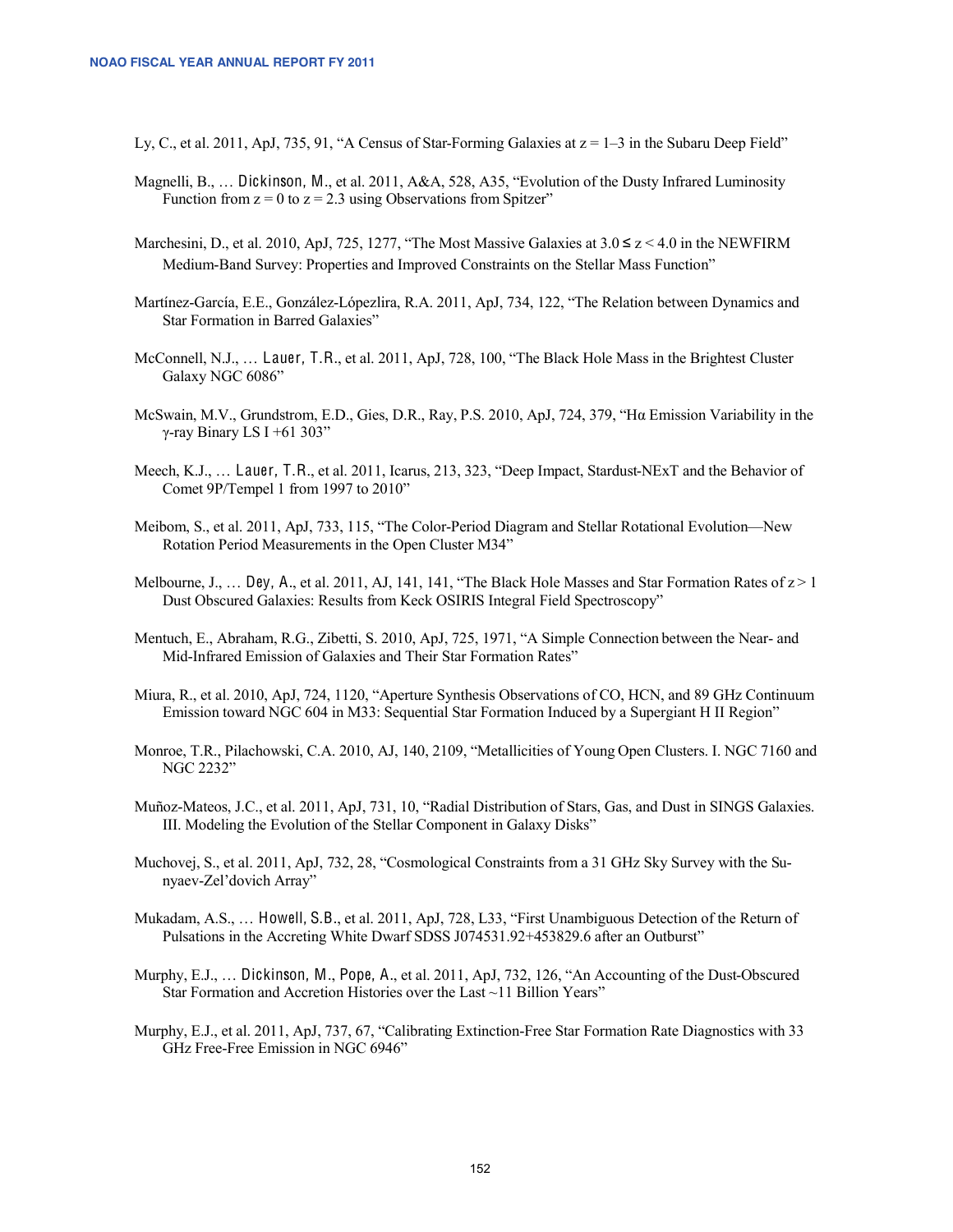Ly, C., et al. 2011, ApJ, 735, 91, "A Census of Star-Forming Galaxies at z = 1–3 in the Subaru Deep Field"

Magnelli, B., … Dickinson, M., et al. 2011, A&A, 528, A35, "Evolution of the Dusty Infrared Luminosity Function from z = 0 to z = 2.3 using Observations from Spitzer"

Marchesini, D., et al. 2010, ApJ, 725, 1277, "The Most Massive Galaxies at 3.0 ≤ z < 4.0 in the NEWFIRM Medium-Band Survey: Properties and Improved Constraints on the Stellar Mass Function"

Martínez-García, E.E., González-Lópezlira, R.A. 2011, ApJ, 734, 122, "The Relation between Dynamics and Star Formation in Barred Galaxies"

McConnell, N.J., … Lauer, T.R., et al. 2011, ApJ, 728, 100, "The Black Hole Mass in the Brightest Cluster Galaxy NGC 6086"

McSwain, M.V., Grundstrom, E.D., Gies, D.R., Ray, P.S. 2010, ApJ, 724, 379, "Hα Emission Variability in the γ-ray Binary LS I +61 303"

Meech, K.J., … Lauer, T.R., et al. 2011, Icarus, 213, 323, "Deep Impact, Stardust-NExT and the Behavior of Comet 9P/Tempel 1 from 1997 to 2010"

Meibom, S., et al. 2011, ApJ, 733, 115, "The Color-Period Diagram and Stellar Rotational Evolution—New Rotation Period Measurements in the Open Cluster M34"

Melbourne, J., … Dey, A., et al. 2011, AJ, 141, 141, "The Black Hole Masses and Star Formation Rates of z > 1 Dust Obscured Galaxies: Results from Keck OSIRIS Integral Field Spectroscopy"

Mentuch, E., Abraham, R.G., Zibetti, S. 2010, ApJ, 725, 1971, "A Simple Connection between the Near- and Mid-Infrared Emission of Galaxies and Their Star Formation Rates"

Miura, R., et al. 2010, ApJ, 724, 1120, "Aperture Synthesis Observations of CO, HCN, and 89 GHz Continuum Emission toward NGC 604 in M33: Sequential Star Formation Induced by a Supergiant H II Region"

Monroe, T.R., Pilachowski, C.A. 2010, AJ, 140, 2109, "Metallicities of Young Open Clusters. I. NGC 7160 and NGC 2232"

Muñoz-Mateos, J.C., et al. 2011, ApJ, 731, 10, "Radial Distribution of Stars, Gas, and Dust in SINGS Galaxies. III. Modeling the Evolution of the Stellar Component in Galaxy Disks"

Muchovej, S., et al. 2011, ApJ, 732, 28, "Cosmological Constraints from a 31 GHz Sky Survey with the Sunyaev-Zel'dovich Array"

Mukadam, A.S., … Howell, S.B., et al. 2011, ApJ, 728, L33, "First Unambiguous Detection of the Return of Pulsations in the Accreting White Dwarf SDSS J074531.92+453829.6 after an Outburst"

Murphy, E.J., … Dickinson, M., Pope, A., et al. 2011, ApJ, 732, 126, "An Accounting of the Dust-Obscured Star Formation and Accretion Histories over the Last ~11 Billion Years"

Murphy, E.J., et al. 2011, ApJ, 737, 67, "Calibrating Extinction-Free Star Formation Rate Diagnostics with 33 GHz Free-Free Emission in NGC 6946"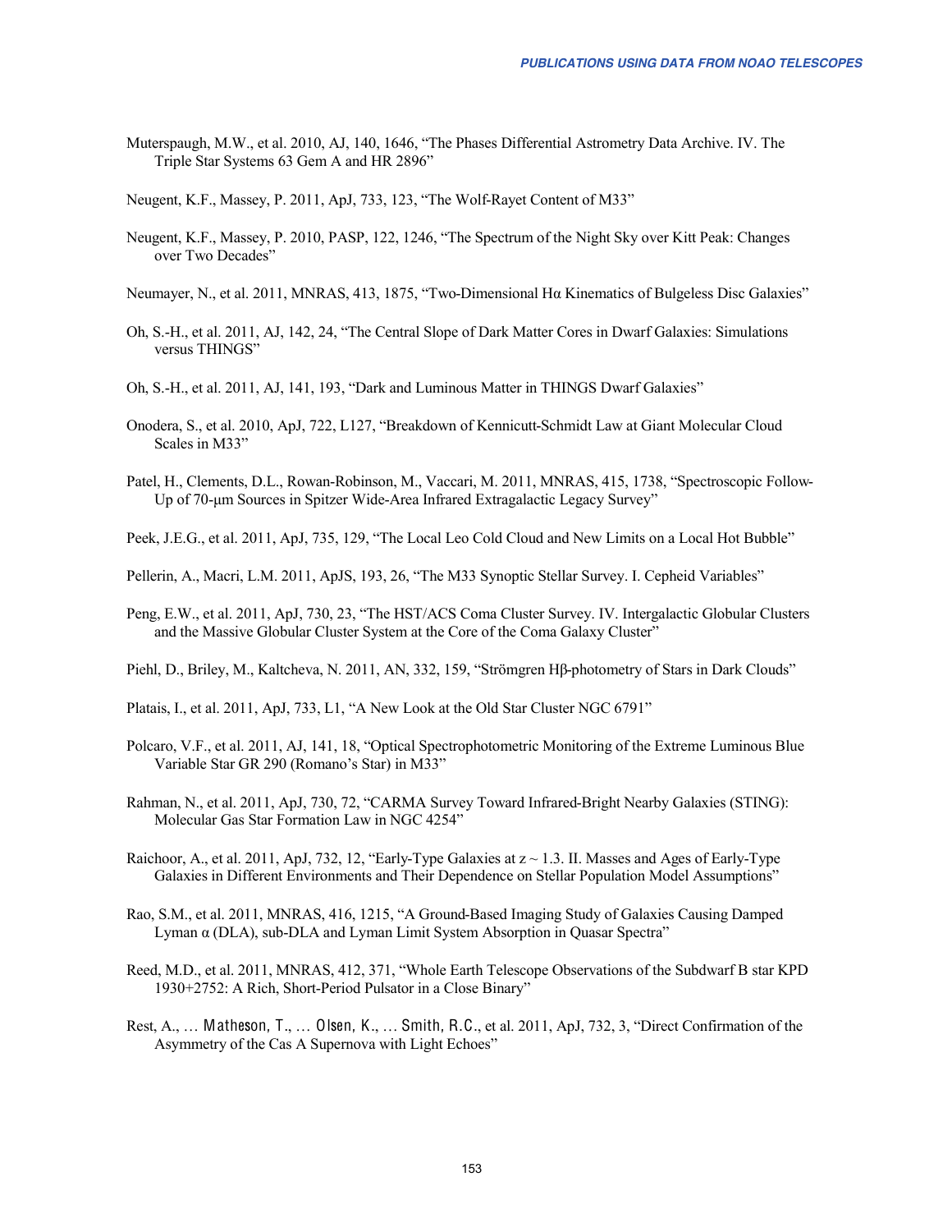Muterspaugh, M.W., et al. 2010, AJ, 140, 1646, "The Phases Differential Astrometry Data Archive. IV. The Triple Star Systems 63 Gem A and HR 2896"

Neugent, K.F., Massey, P. 2011, ApJ, 733, 123, "The Wolf-Rayet Content of M33"

Neugent, K.F., Massey, P. 2010, PASP, 122, 1246, "The Spectrum of the Night Sky over Kitt Peak: Changes over Two Decades"

Neumayer, N., et al. 2011, MNRAS, 413, 1875, "Two-Dimensional Hα Kinematics of Bulgeless Disc Galaxies"

Oh, S.-H., et al. 2011, AJ, 142, 24, "The Central Slope of Dark Matter Cores in Dwarf Galaxies: Simulations versus THINGS"

Oh, S.-H., et al. 2011, AJ, 141, 193, "Dark and Luminous Matter in THINGS Dwarf Galaxies"

Onodera, S., et al. 2010, ApJ, 722, L127, "Breakdown of Kennicutt-Schmidt Law at Giant Molecular Cloud Scales in M33"

Patel, H., Clements, D.L., Rowan-Robinson, M., Vaccari, M. 2011, MNRAS, 415, 1738, "Spectroscopic Follow-Up of 70-μm Sources in Spitzer Wide-Area Infrared Extragalactic Legacy Survey"

Peek, J.E.G., et al. 2011, ApJ, 735, 129, "The Local Leo Cold Cloud and New Limits on a Local Hot Bubble"

Pellerin, A., Macri, L.M. 2011, ApJS, 193, 26, "The M33 Synoptic Stellar Survey. I. Cepheid Variables"

Peng, E.W., et al. 2011, ApJ, 730, 23, "The HST/ACS Coma Cluster Survey. IV. Intergalactic Globular Clusters and the Massive Globular Cluster System at the Core of the Coma Galaxy Cluster"

Piehl, D., Briley, M., Kaltcheva, N. 2011, AN, 332, 159, "Strömgren Hβ-photometry of Stars in Dark Clouds"

Platais, I., et al. 2011, ApJ, 733, L1, "A New Look at the Old Star Cluster NGC 6791"

Polcaro, V.F., et al. 2011, AJ, 141, 18, "Optical Spectrophotometric Monitoring of the Extreme Luminous Blue Variable Star GR 290 (Romano's Star) in M33"

Rahman, N., et al. 2011, ApJ, 730, 72, "CARMA Survey Toward Infrared-Bright Nearby Galaxies (STING): Molecular Gas Star Formation Law in NGC 4254"

Raichoor, A., et al. 2011, ApJ, 732, 12, "Early-Type Galaxies at $z \sim 1.3$. II. Masses and Ages of Early-Type Galaxies in Different Environments and Their Dependence on Stellar Population Model Assumptions"

Rao, S.M., et al. 2011, MNRAS, 416, 1215, "A Ground-Based Imaging Study of Galaxies Causing Damped Lyman α (DLA), sub-DLA and Lyman Limit System Absorption in Quasar Spectra"

Reed, M.D., et al. 2011, MNRAS, 412, 371, "Whole Earth Telescope Observations of the Subdwarf B star KPD 1930+2752: A Rich, Short-Period Pulsator in a Close Binary"

Rest, A., … **Matheson, T.**, … **Olsen, K.**, … **Smith, R.C.**, et al. 2011, ApJ, 732, 3, "Direct Confirmation of the Asymmetry of the Cas A Supernova with Light Echoes"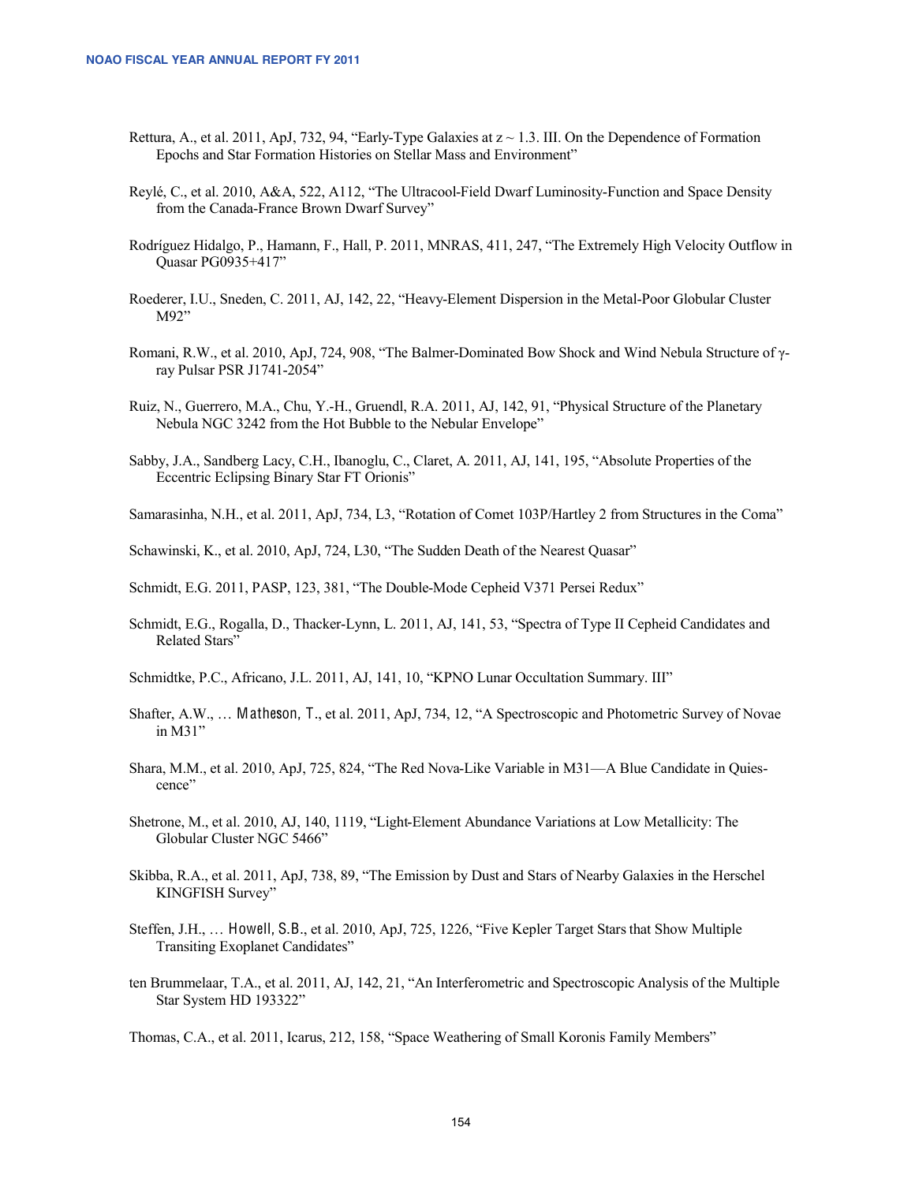Rettura, A., et al. 2011, ApJ, 732, 94, "Early-Type Galaxies at z ~ 1.3. III. On the Dependence of Formation Epochs and Star Formation Histories on Stellar Mass and Environment"

Reylé, C., et al. 2010, A&A, 522, A112, "The Ultracool-Field Dwarf Luminosity-Function and Space Density from the Canada-France Brown Dwarf Survey"

Rodríguez Hidalgo, P., Hamann, F., Hall, P. 2011, MNRAS, 411, 247, "The Extremely High Velocity Outflow in Quasar PG0935+417"

Roederer, I.U., Sneden, C. 2011, AJ, 142, 22, "Heavy-Element Dispersion in the Metal-Poor Globular Cluster M92"

Romani, R.W., et al. 2010, ApJ, 724, 908, "The Balmer-Dominated Bow Shock and Wind Nebula Structure of γ-ray Pulsar PSR J1741-2054"

Ruiz, N., Guerrero, M.A., Chu, Y.-H., Gruendl, R.A. 2011, AJ, 142, 91, "Physical Structure of the Planetary Nebula NGC 3242 from the Hot Bubble to the Nebular Envelope"

Sabby, J.A., Sandberg Lacy, C.H., Ibanoglu, C., Claret, A. 2011, AJ, 141, 195, "Absolute Properties of the Eccentric Eclipsing Binary Star FT Orionis"

Samarasinha, N.H., et al. 2011, ApJ, 734, L3, "Rotation of Comet 103P/Hartley 2 from Structures in the Coma"

Schawinski, K., et al. 2010, ApJ, 724, L30, "The Sudden Death of the Nearest Quasar"

Schmidt, E.G. 2011, PASP, 123, 381, "The Double-Mode Cepheid V371 Persei Redux"

Schmidt, E.G., Rogalla, D., Thacker-Lynn, L. 2011, AJ, 141, 53, "Spectra of Type II Cepheid Candidates and Related Stars"

Schmidtke, P.C., Africano, J.L. 2011, AJ, 141, 10, "KPNO Lunar Occultation Summary. III"

Shafter, A.W., … Matheson, T., et al. 2011, ApJ, 734, 12, "A Spectroscopic and Photometric Survey of Novae in M31"

Shara, M.M., et al. 2010, ApJ, 725, 824, "The Red Nova-Like Variable in M31—A Blue Candidate in Quiescence"

Shetrone, M., et al. 2010, AJ, 140, 1119, "Light-Element Abundance Variations at Low Metallicity: The Globular Cluster NGC 5466"

Skibba, R.A., et al. 2011, ApJ, 738, 89, "The Emission by Dust and Stars of Nearby Galaxies in the Herschel KINGFISH Survey"

Steffen, J.H., … Howell, S.B., et al. 2010, ApJ, 725, 1226, "Five Kepler Target Stars that Show Multiple Transiting Exoplanet Candidates"

ten Brummelaar, T.A., et al. 2011, AJ, 142, 21, "An Interferometric and Spectroscopic Analysis of the Multiple Star System HD 193322"

Thomas, C.A., et al. 2011, Icarus, 212, 158, "Space Weathering of Small Koronis Family Members"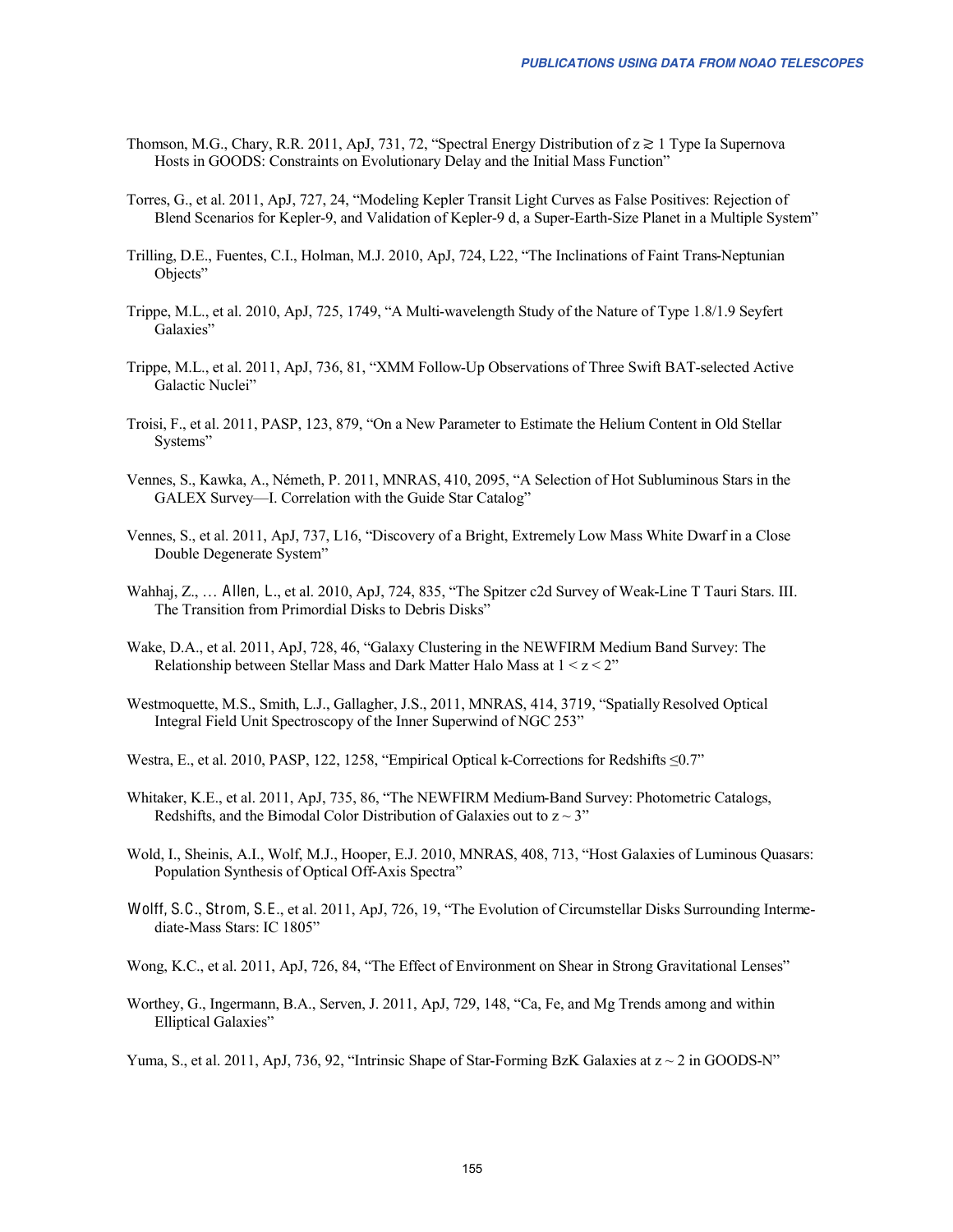Thomson, M.G., Chary, R.R. 2011, ApJ, 731, 72, “Spectral Energy Distribution of $z \gtrsim 1$ Type Ia Supernova Hosts in GOODS: Constraints on Evolutionary Delay and the Initial Mass Function”

Torres, G., et al. 2011, ApJ, 727, 24, “Modeling Kepler Transit Light Curves as False Positives: Rejection of Blend Scenarios for Kepler-9, and Validation of Kepler-9 d, a Super-Earth-Size Planet in a Multiple System”

Trilling, D.E., Fuentes, C.I., Holman, M.J. 2010, ApJ, 724, L22, “The Inclinations of Faint Trans-Neptunian Objects”

Trippe, M.L., et al. 2010, ApJ, 725, 1749, “A Multi-wavelength Study of the Nature of Type 1.8/1.9 Seyfert Galaxies”

Trippe, M.L., et al. 2011, ApJ, 736, 81, “XMM Follow-Up Observations of Three Swift BAT-selected Active Galactic Nuclei”

Troisi, F., et al. 2011, PASP, 123, 879, “On a New Parameter to Estimate the Helium Content in Old Stellar Systems”

Vennes, S., Kawka, A., Németh, P. 2011, MNRAS, 410, 2095, “A Selection of Hot Subluminous Stars in the GALEX Survey—I. Correlation with the Guide Star Catalog”

Vennes, S., et al. 2011, ApJ, 737, L16, “Discovery of a Bright, Extremely Low Mass White Dwarf in a Close Double Degenerate System”

Wahhaj, Z., … Allen, L., et al. 2010, ApJ, 724, 835, “The Spitzer c2d Survey of Weak-Line T Tauri Stars. III. The Transition from Primordial Disks to Debris Disks”

Wake, D.A., et al. 2011, ApJ, 728, 46, “Galaxy Clustering in the NEWFIRM Medium Band Survey: The Relationship between Stellar Mass and Dark Matter Halo Mass at $1 < z < 2$”

Westmoquette, M.S., Smith, L.J., Gallagher, J.S., 2011, MNRAS, 414, 3719, “Spatially Resolved Optical Integral Field Unit Spectroscopy of the Inner Superwind of NGC 253”

Westra, E., et al. 2010, PASP, 122, 1258, “Empirical Optical k-Corrections for Redshifts $\leq 0.7$”

Whitaker, K.E., et al. 2011, ApJ, 735, 86, “The NEWFIRM Medium-Band Survey: Photometric Catalogs, Redshifts, and the Bimodal Color Distribution of Galaxies out to $z \sim 3$”

Wold, I., Sheinis, A.I., Wolf, M.J., Hooper, E.J. 2010, MNRAS, 408, 713, “Host Galaxies of Luminous Quasars: Population Synthesis of Optical Off-Axis Spectra”

Wolff, S.C., Strom, S.E., et al. 2011, ApJ, 726, 19, “The Evolution of Circumstellar Disks Surrounding Intermediate-Mass Stars: IC 1805”

Wong, K.C., et al. 2011, ApJ, 726, 84, “The Effect of Environment on Shear in Strong Gravitational Lenses”

Worthey, G., Ingermann, B.A., Serven, J. 2011, ApJ, 729, 148, “Ca, Fe, and Mg Trends among and within Elliptical Galaxies”

Yuma, S., et al. 2011, ApJ, 736, 92, “Intrinsic Shape of Star-Forming BzK Galaxies at $z \sim 2$ in GOODS-N”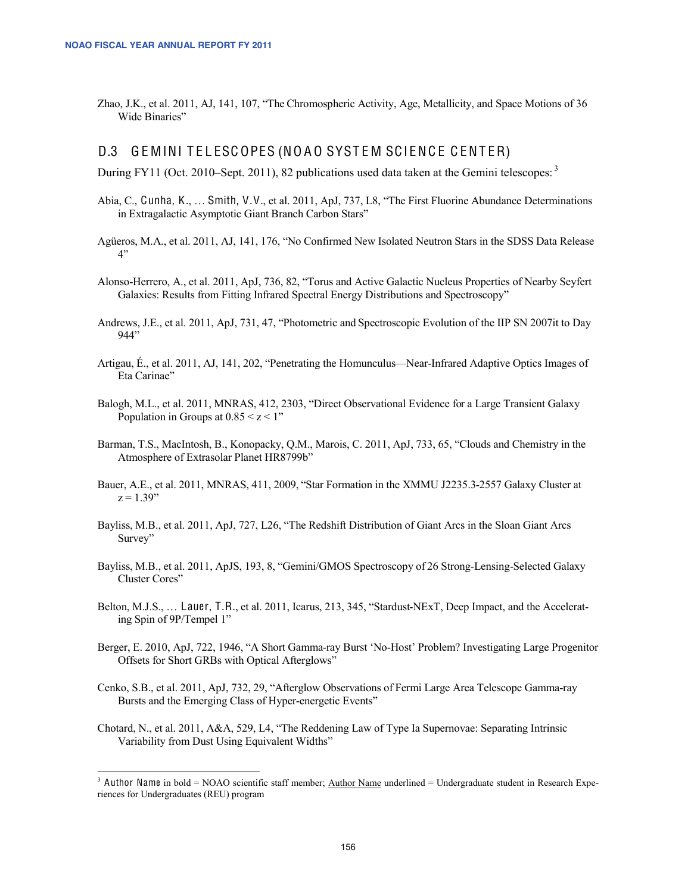Zhao, J.K., et al. 2011, AJ, 141, 107, "The Chromospheric Activity, Age, Metallicity, and Space Motions of 36 Wide Binaries"

## D.3 GEMINI TELESCOPES (NOAO SYSTEM SCIENCE CENTER)

During FY11 (Oct. 2010–Sept. 2011), 82 publications used data taken at the Gemini telescopes:[3]

Abia, C., **Cunha, K.**, … **Smith, V.V.**, et al. 2011, ApJ, 737, L8, "The First Fluorine Abundance Determinations in Extragalactic Asymptotic Giant Branch Carbon Stars"

Agüeros, M.A., et al. 2011, AJ, 141, 176, "No Confirmed New Isolated Neutron Stars in the SDSS Data Release 4"

Alonso-Herrero, A., et al. 2011, ApJ, 736, 82, "Torus and Active Galactic Nucleus Properties of Nearby Seyfert Galaxies: Results from Fitting Infrared Spectral Energy Distributions and Spectroscopy"

Andrews, J.E., et al. 2011, ApJ, 731, 47, "Photometric and Spectroscopic Evolution of the IIP SN 2007it to Day 944"

Artigau, É., et al. 2011, AJ, 141, 202, "Penetrating the Homunculus—Near-Infrared Adaptive Optics Images of Eta Carinae"

Balogh, M.L., et al. 2011, MNRAS, 412, 2303, "Direct Observational Evidence for a Large Transient Galaxy Population in Groups at $0.85 < z < 1$"

Barman, T.S., MacIntosh, B., Konopacky, Q.M., Marois, C. 2011, ApJ, 733, 65, "Clouds and Chemistry in the Atmosphere of Extrasolar Planet HR8799b"

Bauer, A.E., et al. 2011, MNRAS, 411, 2009, "Star Formation in the XMMU J2235.3-2557 Galaxy Cluster at $z = 1.39$"

Bayliss, M.B., et al. 2011, ApJ, 727, L26, "The Redshift Distribution of Giant Arcs in the Sloan Giant Arcs Survey"

Bayliss, M.B., et al. 2011, ApJS, 193, 8, "Gemini/GMOS Spectroscopy of 26 Strong-Lensing-Selected Galaxy Cluster Cores"

Belton, M.J.S., … **Lauer, T.R.**, et al. 2011, Icarus, 213, 345, "Stardust-NExT, Deep Impact, and the Accelerating Spin of 9P/Tempel 1"

Berger, E. 2010, ApJ, 722, 1946, "A Short Gamma-ray Burst 'No-Host' Problem? Investigating Large Progenitor Offsets for Short GRBs with Optical Afterglows"

Cenko, S.B., et al. 2011, ApJ, 732, 29, "Afterglow Observations of Fermi Large Area Telescope Gamma-ray Bursts and the Emerging Class of Hyper-energetic Events"

Chotard, N., et al. 2011, A&A, 529, L4, "The Reddening Law of Type Ia Supernovae: Separating Intrinsic Variability from Dust Using Equivalent Widths"

[3] **Author Name** in bold = NOAO scientific staff member; <u>Author Name</u> underlined = Undergraduate student in Research Experiences for Undergraduates (REU) program